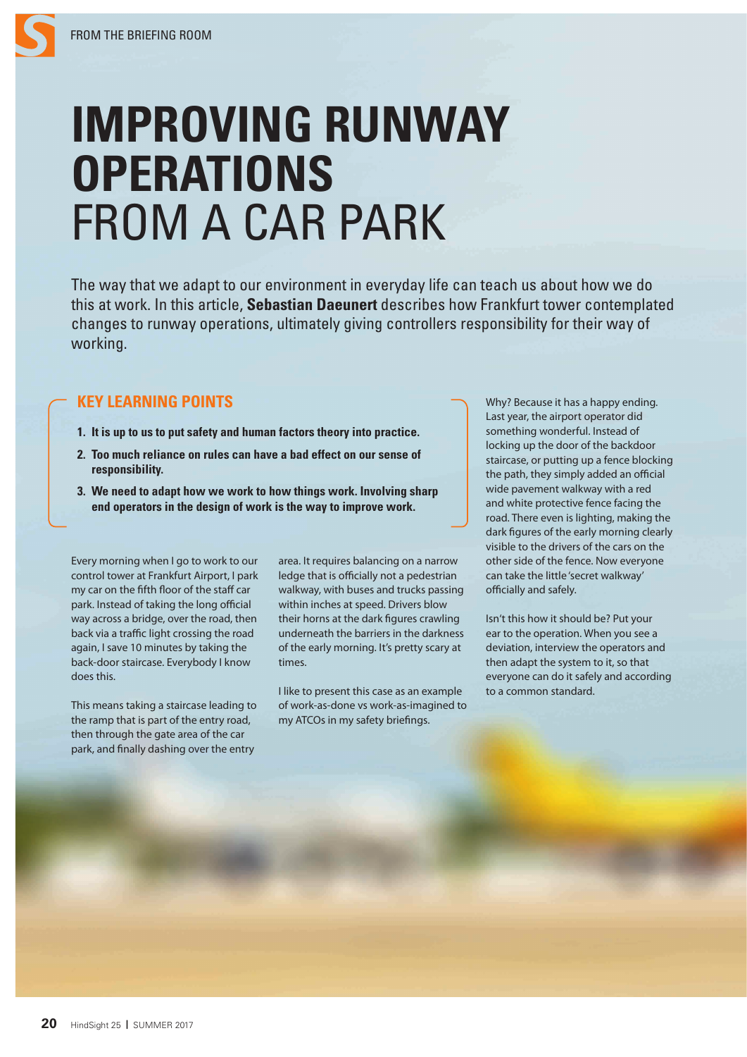FROM THE BRIEFING ROOM

# IMPROVING RUNWAY OPERATIONS FROM A CAR PARK

The way that we adapt to our environment in everyday life can teach us about how we do this at work. In this article, **Sebastian Daeunert** describes how Frankfurt tower contemplated changes to runway operations, ultimately giving controllers responsibility for their way of working.

## KEY LEARNING POINTS

1. **It is up to us to put safety and human factors theory into practice.**
2. **Too much reliance on rules can have a bad effect on our sense of responsibility.**
3. **We need to adapt how we work to how things work. Involving sharp end operators in the design of work is the way to improve work.**

Every morning when I go to work to our control tower at Frankfurt Airport, I park my car on the fifth floor of the staff car park. Instead of taking the long official way across a bridge, over the road, then back via a traffic light crossing the road again, I save 10 minutes by taking the back-door staircase. Everybody I know does this.

This means taking a staircase leading to the ramp that is part of the entry road, then through the gate area of the car park, and finally dashing over the entry area. It requires balancing on a narrow ledge that is officially not a pedestrian walkway, with buses and trucks passing within inches at speed. Drivers blow their horns at the dark figures crawling underneath the barriers in the darkness of the early morning. It's pretty scary at times.

I like to present this case as an example of work-as-done vs work-as-imagined to my ATCOs in my safety briefings.

Why? Because it has a happy ending. Last year, the airport operator did something wonderful. Instead of locking up the door of the backdoor staircase, or putting up a fence blocking the path, they simply added an official wide pavement walkway with a red and white protective fence facing the road. There even is lighting, making the dark figures of the early morning clearly visible to the drivers of the cars on the other side of the fence. Now everyone can take the little 'secret walkway' officially and safely.

Isn't this how it should be? Put your ear to the operation. When you see a deviation, interview the operators and then adapt the system to it, so that everyone can do it safely and according to a common standard.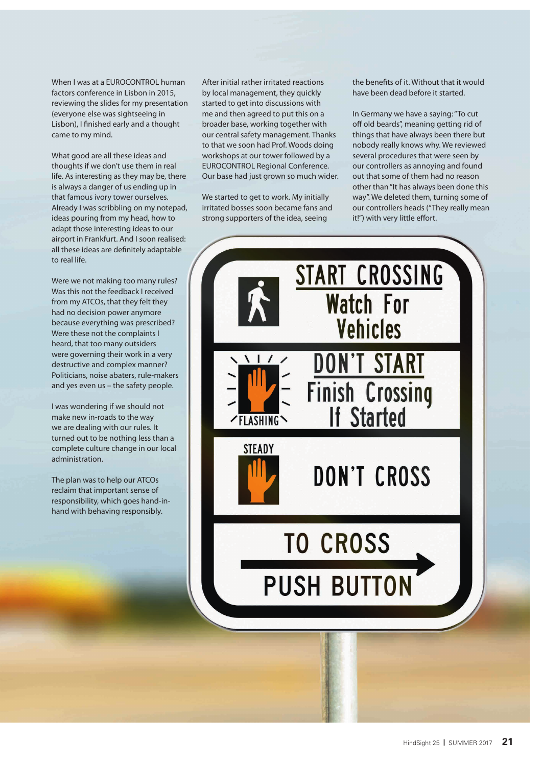When I was at a EUROCONTROL human factors conference in Lisbon in 2015, reviewing the slides for my presentation (everyone else was sightseeing in Lisbon), I finished early and a thought came to my mind.

What good are all these ideas and thoughts if we don't use them in real life. As interesting as they may be, there is always a danger of us ending up in that famous ivory tower ourselves. Already I was scribbling on my notepad, ideas pouring from my head, how to adapt those interesting ideas to our airport in Frankfurt. And I soon realised: all these ideas are definitely adaptable to real life.

Were we not making too many rules? Was this not the feedback I received from my ATCOs, that they felt they had no decision power anymore because everything was prescribed? Were these not the complaints I heard, that too many outsiders were governing their work in a very destructive and complex manner? Politicians, noise abaters, rule-makers and yes even us – the safety people.

I was wondering if we should not make new in-roads to the way we are dealing with our rules. It turned out to be nothing less than a complete culture change in our local administration.

The plan was to help our ATCOs reclaim that important sense of responsibility, which goes hand-in-hand with behaving responsibly.

After initial rather irritated reactions by local management, they quickly started to get into discussions with me and then agreed to put this on a broader base, working together with our central safety management. Thanks to that we soon had Prof. Woods doing workshops at our tower followed by a EUROCONTROL Regional Conference. Our base had just grown so much wider.

We started to get to work. My initially irritated bosses soon became fans and strong supporters of the idea, seeing the benefits of it. Without that it would have been dead before it started.

In Germany we have a saying: "To cut off old beards", meaning getting rid of things that have always been there but nobody really knows why. We reviewed several procedures that were seen by our controllers as annoying and found out that some of them had no reason other than "It has always been done this way". We deleted them, turning some of our controllers heads ("They really mean it!") with very little effort.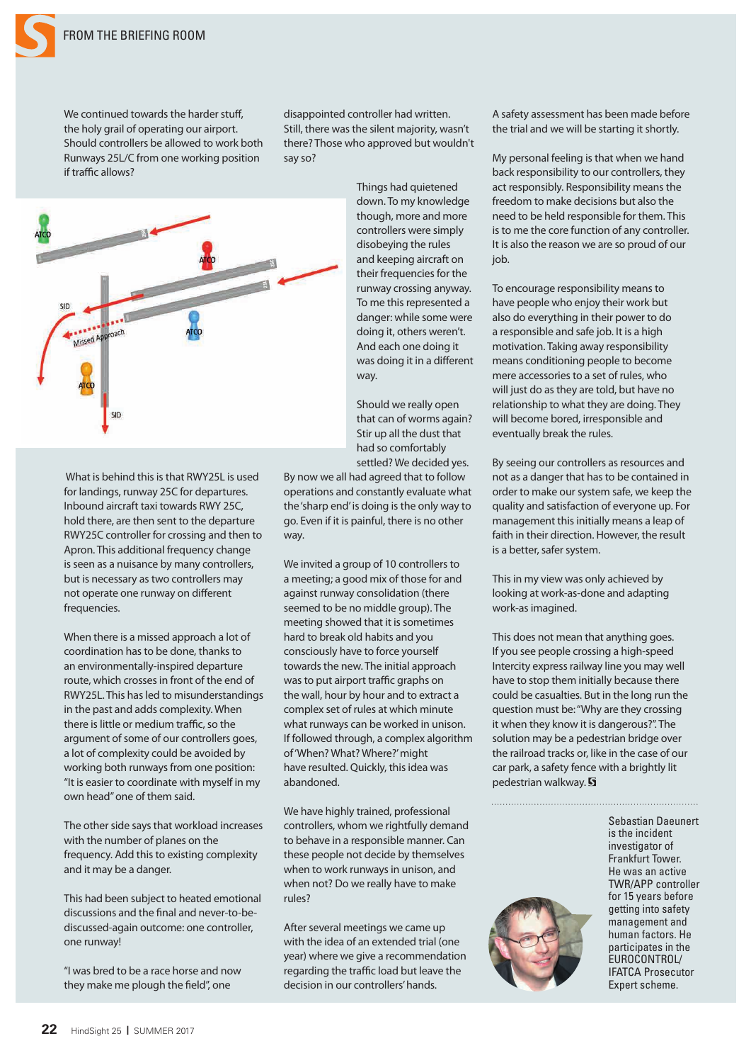We continued towards the harder stuff, the holy grail of operating our airport. Should controllers be allowed to work both Runways 25L/C from one working position if traffic allows?

ATCO

ATCO

SID

Missed Approach

ATCO

ATCO

SID

What is behind this is that RWY25L is used for landings, runway 25C for departures. Inbound aircraft taxi towards RWY 25C, hold there, are then sent to the departure RWY25C controller for crossing and then to Apron. This additional frequency change is seen as a nuisance by many controllers, but is necessary as two controllers may not operate one runway on different frequencies.

When there is a missed approach a lot of coordination has to be done, thanks to an environmentally-inspired departure route, which crosses in front of the end of RWY25L. This has led to misunderstandings in the past and adds complexity. When there is little or medium traffic, so the argument of some of our controllers goes, a lot of complexity could be avoided by working both runways from one position: "It is easier to coordinate with myself in my own head" one of them said.

The other side says that workload increases with the number of planes on the frequency. Add this to existing complexity and it may be a danger.

This had been subject to heated emotional discussions and the final and never-to-be-discussed-again outcome: one controller, one runway!

"I was bred to be a race horse and now they make me plough the field", one disappointed controller had written. Still, there was the silent majority, wasn't there? Those who approved but wouldn't say so?

Things had quietened down. To my knowledge though, more and more controllers were simply disobeying the rules and keeping aircraft on their frequencies for the runway crossing anyway. To me this represented a danger: while some were doing it, others weren't. And each one doing it was doing it in a different way.

Should we really open that can of worms again? Stir up all the dust that had so comfortably settled? We decided yes. By now we all had agreed that to follow operations and constantly evaluate what the 'sharp end' is doing is the only way to go. Even if it is painful, there is no other way.

We invited a group of 10 controllers to a meeting; a good mix of those for and against runway consolidation (there seemed to be no middle group). The meeting showed that it is sometimes hard to break old habits and you consciously have to force yourself towards the new. The initial approach was to put airport traffic graphs on the wall, hour by hour and to extract a complex set of rules at which minute what runways can be worked in unison. If followed through, a complex algorithm of 'When? What? Where?' might have resulted. Quickly, this idea was abandoned.

We have highly trained, professional controllers, whom we rightfully demand to behave in a responsible manner. Can these people not decide by themselves when to work runways in unison, and when not? Do we really have to make rules?

After several meetings we came up with the idea of an extended trial (one year) where we give a recommendation regarding the traffic load but leave the decision in our controllers' hands.

A safety assessment has been made before the trial and we will be starting it shortly.

My personal feeling is that when we hand back responsibility to our controllers, they act responsibly. Responsibility means the freedom to make decisions but also the need to be held responsible for them. This is to me the core function of any controller. It is also the reason we are so proud of our job.

To encourage responsibility means to have people who enjoy their work but also do everything in their power to do a responsible and safe job. It is a high motivation. Taking away responsibility means conditioning people to become mere accessories to a set of rules, who will just do as they are told, but have no relationship to what they are doing. They will become bored, irresponsible and eventually break the rules.

By seeing our controllers as resources and not as a danger that has to be contained in order to make our system safe, we keep the quality and satisfaction of everyone up. For management this initially means a leap of faith in their direction. However, the result is a better, safer system.

This in my view was only achieved by looking at work-as-done and adapting work-as imagined.

This does not mean that anything goes. If you see people crossing a high-speed Intercity express railway line you may well have to stop them initially because there could be casualties. But in the long run the question must be: "Why are they crossing it when they know it is dangerous?". The solution may be a pedestrian bridge over the railroad tracks or, like in the case of our car park, a safety fence with a brightly lit pedestrian walkway.

Sebastian Daeunert is the incident investigator of Frankfurt Tower. He was an active TWR/APP controller for 15 years before getting into safety management and human factors. He participates in the EUROCONTROL/IFATCA Prosecutor Expert scheme.